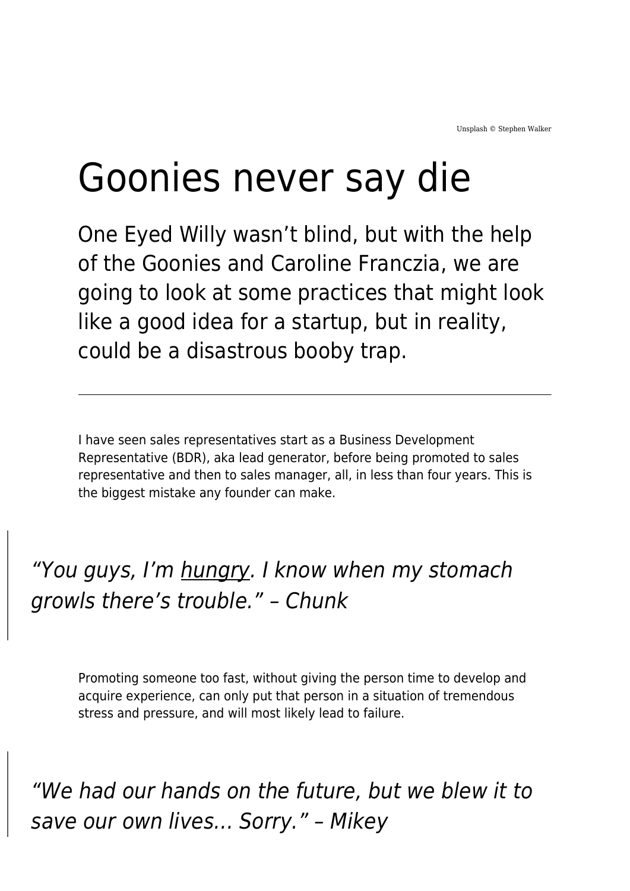Unsplash © Stephen Walker

# Goonies never say die

One Eyed Willy wasn't blind, but with the help of the Goonies and Caroline Franczia, we are going to look at some practices that might look like a good idea for a startup, but in reality, could be a disastrous booby trap.

---

I have seen sales representatives start as a Business Development Representative (BDR), aka lead generator, before being promoted to sales representative and then to sales manager, all, in less than four years. This is the biggest mistake any founder can make.

> *"You guys, I'm <u>hungry</u>. I know when my stomach growls there's trouble." – Chunk*

Promoting someone too fast, without giving the person time to develop and acquire experience, can only put that person in a situation of tremendous stress and pressure, and will most likely lead to failure.

> *"We had our hands on the future, but we blew it to save our own lives… Sorry." – Mikey*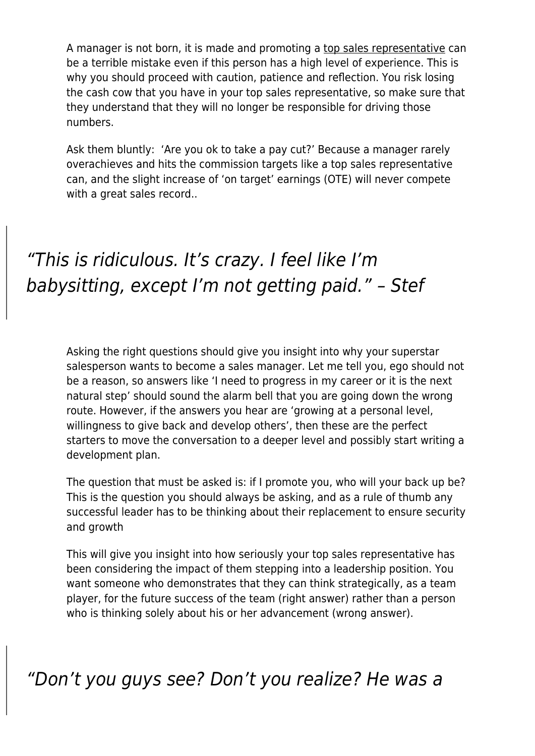A manager is not born, it is made and promoting a top sales representative can be a terrible mistake even if this person has a high level of experience. This is why you should proceed with caution, patience and reflection. You risk losing the cash cow that you have in your top sales representative, so make sure that they understand that they will no longer be responsible for driving those numbers.

Ask them bluntly: 'Are you ok to take a pay cut?' Because a manager rarely overachieves and hits the commission targets like a top sales representative can, and the slight increase of 'on target' earnings (OTE) will never compete with a great sales record..

> *"This is ridiculous. It's crazy. I feel like I'm babysitting, except I'm not getting paid." – Stef*

Asking the right questions should give you insight into why your superstar salesperson wants to become a sales manager. Let me tell you, ego should not be a reason, so answers like 'I need to progress in my career or it is the next natural step' should sound the alarm bell that you are going down the wrong route. However, if the answers you hear are 'growing at a personal level, willingness to give back and develop others', then these are the perfect starters to move the conversation to a deeper level and possibly start writing a development plan.

The question that must be asked is: if I promote you, who will your back up be? This is the question you should always be asking, and as a rule of thumb any successful leader has to be thinking about their replacement to ensure security and growth

This will give you insight into how seriously your top sales representative has been considering the impact of them stepping into a leadership position. You want someone who demonstrates that they can think strategically, as a team player, for the future success of the team (right answer) rather than a person who is thinking solely about his or her advancement (wrong answer).

> *"Don't you guys see? Don't you realize? He was a*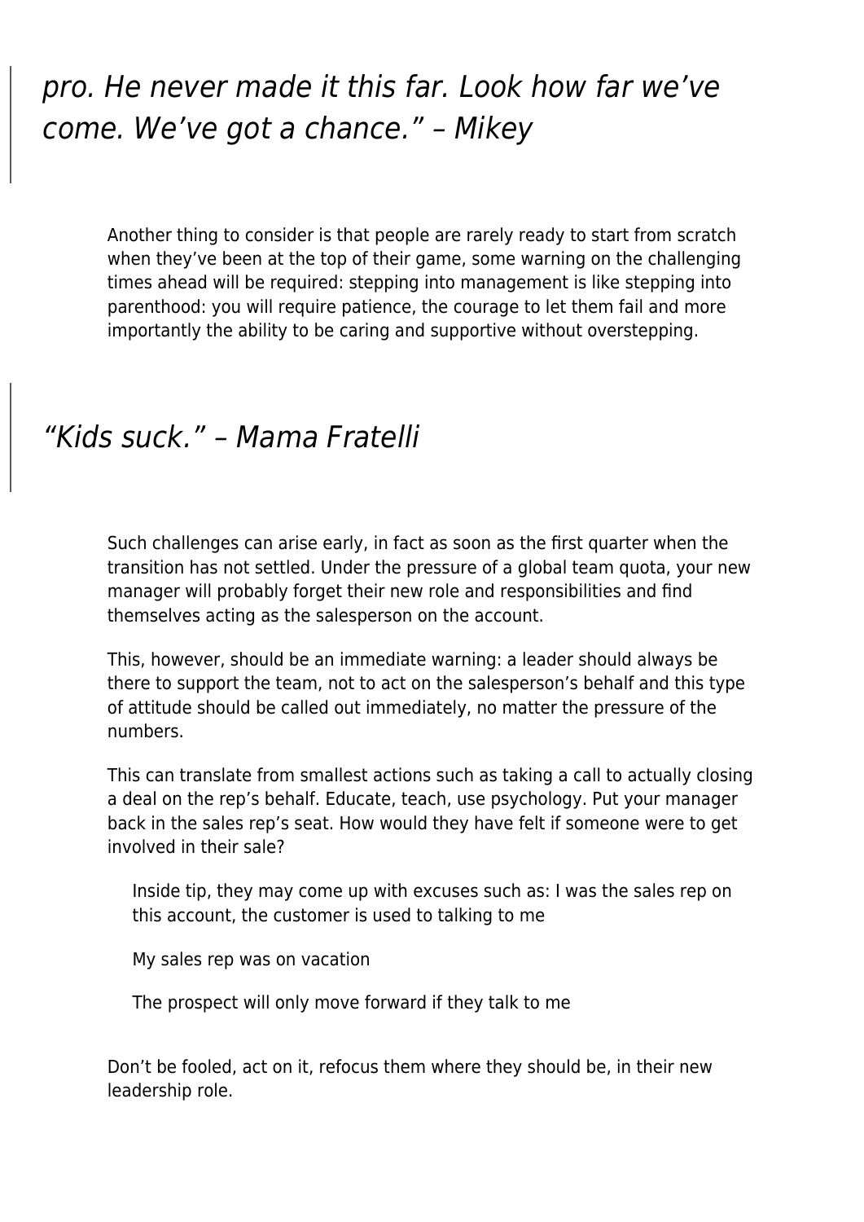> *pro. He never made it this far. Look how far we've come. We've got a chance." – Mikey*

Another thing to consider is that people are rarely ready to start from scratch when they've been at the top of their game, some warning on the challenging times ahead will be required: stepping into management is like stepping into parenthood: you will require patience, the courage to let them fail and more importantly the ability to be caring and supportive without overstepping.

> *"Kids suck." – Mama Fratelli*

Such challenges can arise early, in fact as soon as the first quarter when the transition has not settled. Under the pressure of a global team quota, your new manager will probably forget their new role and responsibilities and find themselves acting as the salesperson on the account.

This, however, should be an immediate warning: a leader should always be there to support the team, not to act on the salesperson's behalf and this type of attitude should be called out immediately, no matter the pressure of the numbers.

This can translate from smallest actions such as taking a call to actually closing a deal on the rep's behalf. Educate, teach, use psychology. Put your manager back in the sales rep's seat. How would they have felt if someone were to get involved in their sale?

> Inside tip, they may come up with excuses such as: I was the sales rep on this account, the customer is used to talking to me
>
> My sales rep was on vacation
>
> The prospect will only move forward if they talk to me

Don't be fooled, act on it, refocus them where they should be, in their new leadership role.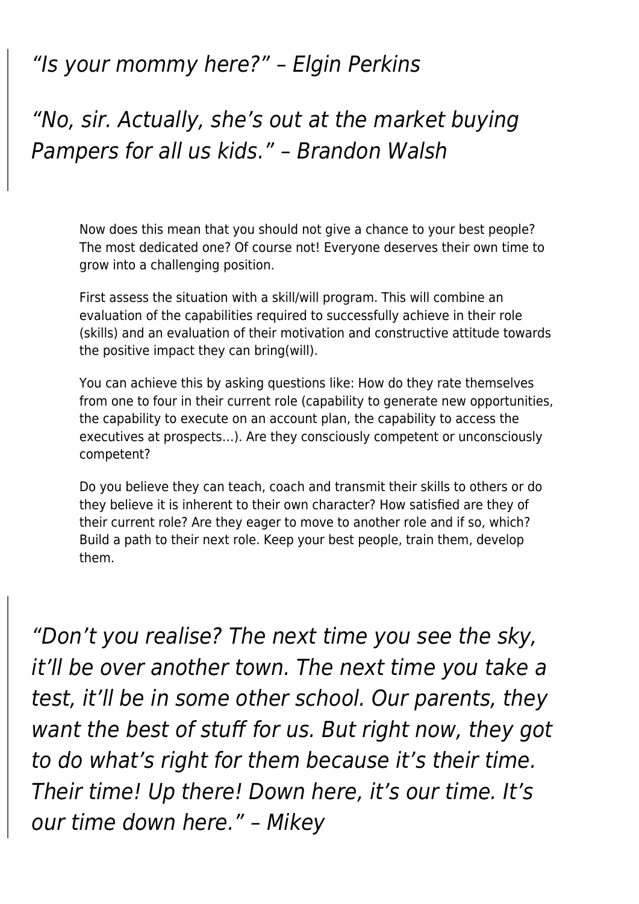> *"Is your mommy here?" – Elgin Perkins*
>
> *"No, sir. Actually, she's out at the market buying Pampers for all us kids." – Brandon Walsh*

Now does this mean that you should not give a chance to your best people? The most dedicated one? Of course not! Everyone deserves their own time to grow into a challenging position.

First assess the situation with a skill/will program. This will combine an evaluation of the capabilities required to successfully achieve in their role (skills) and an evaluation of their motivation and constructive attitude towards the positive impact they can bring(will).

You can achieve this by asking questions like: How do they rate themselves from one to four in their current role (capability to generate new opportunities, the capability to execute on an account plan, the capability to access the executives at prospects…). Are they consciously competent or unconsciously competent?

Do you believe they can teach, coach and transmit their skills to others or do they believe it is inherent to their own character? How satisfied are they of their current role? Are they eager to move to another role and if so, which? Build a path to their next role. Keep your best people, train them, develop them.

> *"Don't you realise? The next time you see the sky, it'll be over another town. The next time you take a test, it'll be in some other school. Our parents, they want the best of stuff for us. But right now, they got to do what's right for them because it's their time. Their time! Up there! Down here, it's our time. It's our time down here." – Mikey*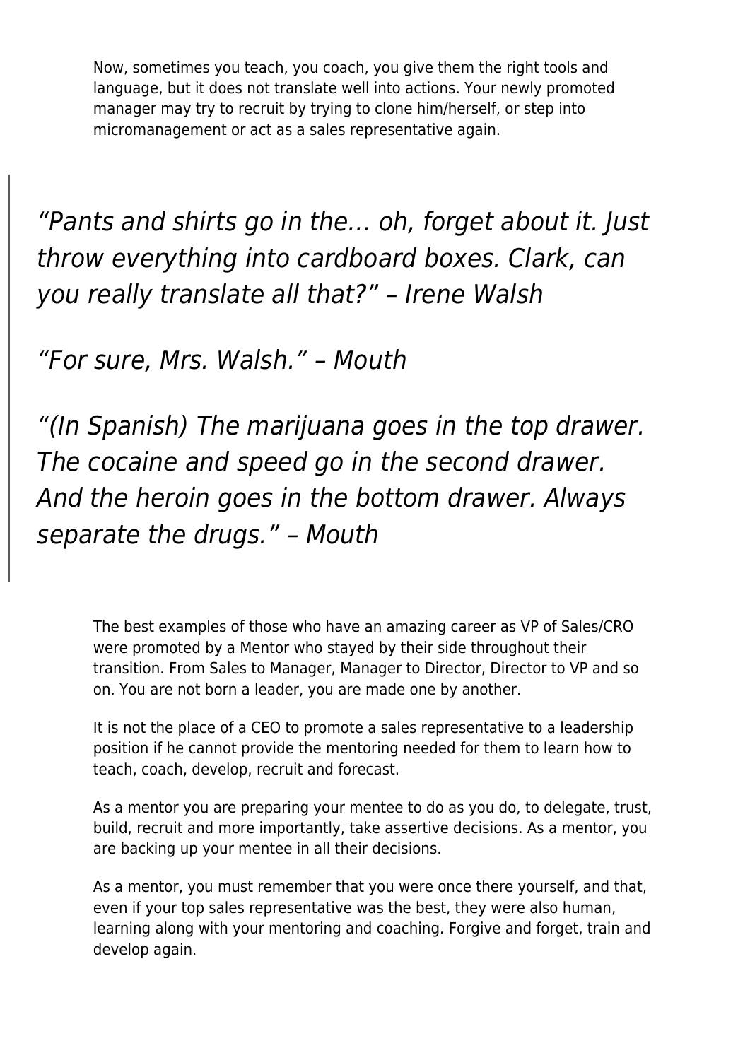Now, sometimes you teach, you coach, you give them the right tools and language, but it does not translate well into actions. Your newly promoted manager may try to recruit by trying to clone him/herself, or step into micromanagement or act as a sales representative again.

> *“Pants and shirts go in the… oh, forget about it. Just throw everything into cardboard boxes. Clark, can you really translate all that?” – Irene Walsh*
>
> *“For sure, Mrs. Walsh.” – Mouth*
>
> *“(In Spanish) The marijuana goes in the top drawer. The cocaine and speed go in the second drawer. And the heroin goes in the bottom drawer. Always separate the drugs.” – Mouth*

The best examples of those who have an amazing career as VP of Sales/CRO were promoted by a Mentor who stayed by their side throughout their transition. From Sales to Manager, Manager to Director, Director to VP and so on. You are not born a leader, you are made one by another.

It is not the place of a CEO to promote a sales representative to a leadership position if he cannot provide the mentoring needed for them to learn how to teach, coach, develop, recruit and forecast.

As a mentor you are preparing your mentee to do as you do, to delegate, trust, build, recruit and more importantly, take assertive decisions. As a mentor, you are backing up your mentee in all their decisions.

As a mentor, you must remember that you were once there yourself, and that, even if your top sales representative was the best, they were also human, learning along with your mentoring and coaching. Forgive and forget, train and develop again.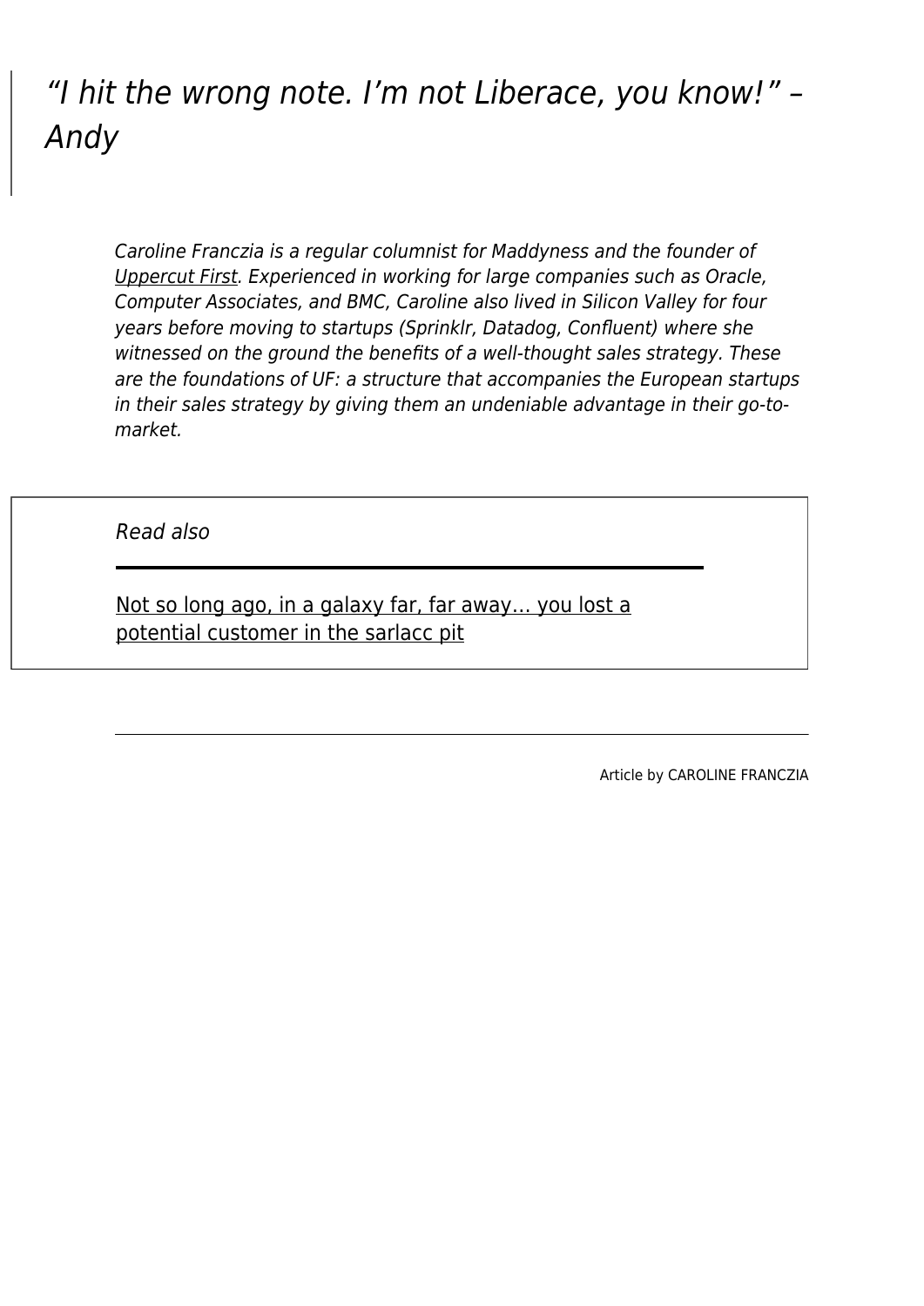> *“I hit the wrong note. I’m not Liberace, you know!” – Andy*

*Caroline Franczia is a regular columnist for Maddyness and the founder of Uppercut First. Experienced in working for large companies such as Oracle, Computer Associates, and BMC, Caroline also lived in Silicon Valley for four years before moving to startups (Sprinklr, Datadog, Confluent) where she witnessed on the ground the benefits of a well-thought sales strategy. These are the foundations of UF: a structure that accompanies the European startups in their sales strategy by giving them an undeniable advantage in their go-to-market.*

*Read also*

Not so long ago, in a galaxy far, far away… you lost a potential customer in the sarlacc pit

---

Article by CAROLINE FRANCZIA